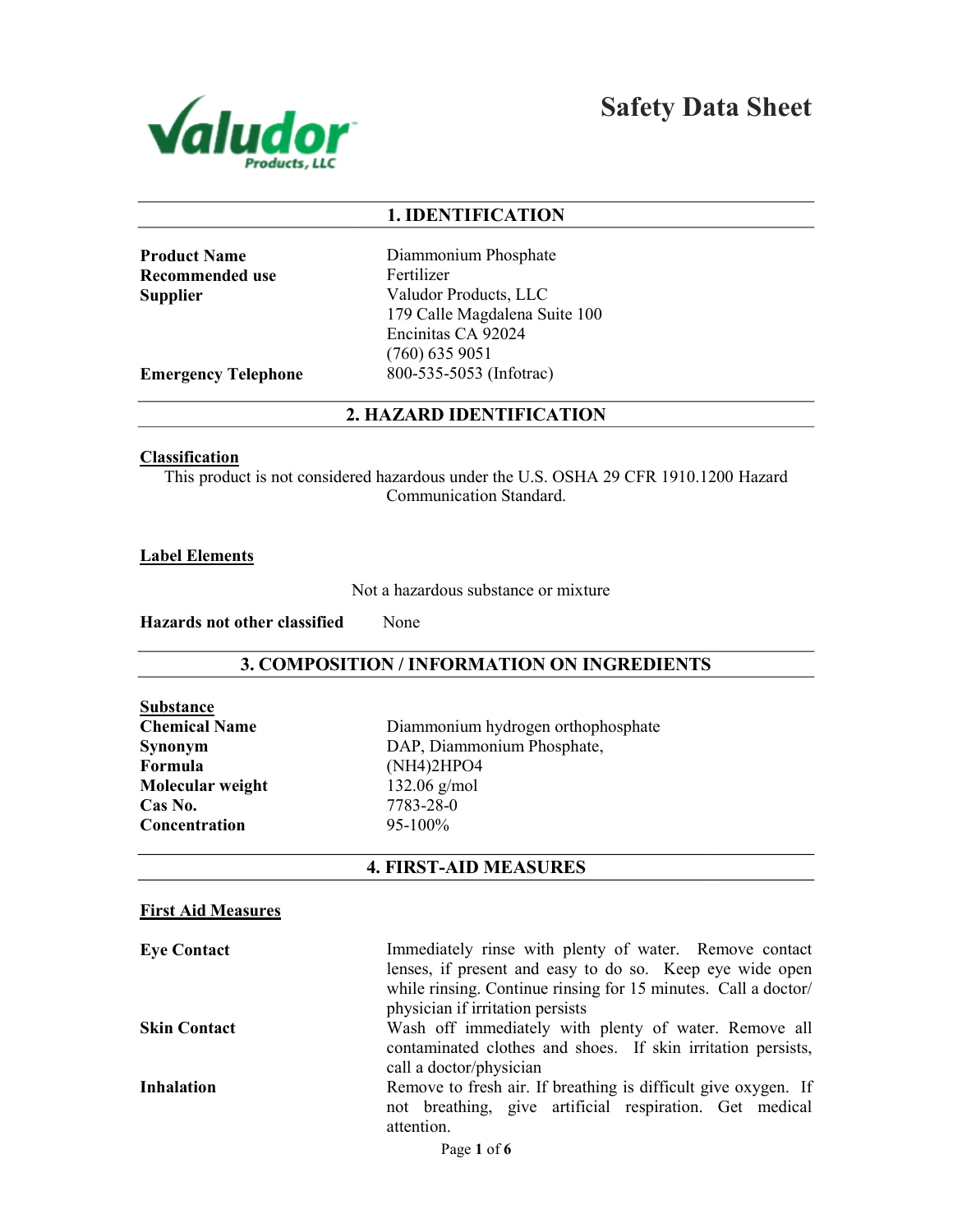Valudor Products, LLC

# Safety Data Sheet

## 1. IDENTIFICATION

| | |
|---|---|
| **Product Name** | Diammonium Phosphate |
| **Recommended use** | Fertilizer |
| **Supplier** | Valudor Products, LLC<br>179 Calle Magdalena Suite 100<br>Encinitas CA 92024<br>(760) 635 9051 |
| **Emergency Telephone** | 800-535-5053 (Infotrac) |

## 2. HAZARD IDENTIFICATION

**Classification**

This product is not considered hazardous under the U.S. OSHA 29 CFR 1910.1200 Hazard Communication Standard.

**Label Elements**

Not a hazardous substance or mixture

**Hazards not other classified** None

## 3. COMPOSITION / INFORMATION ON INGREDIENTS

**Substance**

| | |
|---|---|
| **Chemical Name** | Diammonium hydrogen orthophosphate |
| **Synonym** | DAP, Diammonium Phosphate, |
| **Formula** | $(NH_4)_2HPO_4$ |
| **Molecular weight** | 132.06 g/mol |
| **Cas No.** | 7783-28-0 |
| **Concentration** | 95-100% |

## 4. FIRST-AID MEASURES

**First Aid Measures**

| | |
|---|---|
| **Eye Contact** | Immediately rinse with plenty of water. Remove contact lenses, if present and easy to do so. Keep eye wide open while rinsing. Continue rinsing for 15 minutes. Call a doctor/ physician if irritation persists |
| **Skin Contact** | Wash off immediately with plenty of water. Remove all contaminated clothes and shoes. If skin irritation persists, call a doctor/physician |
| **Inhalation** | Remove to fresh air. If breathing is difficult give oxygen. If not breathing, give artificial respiration. Get medical attention. |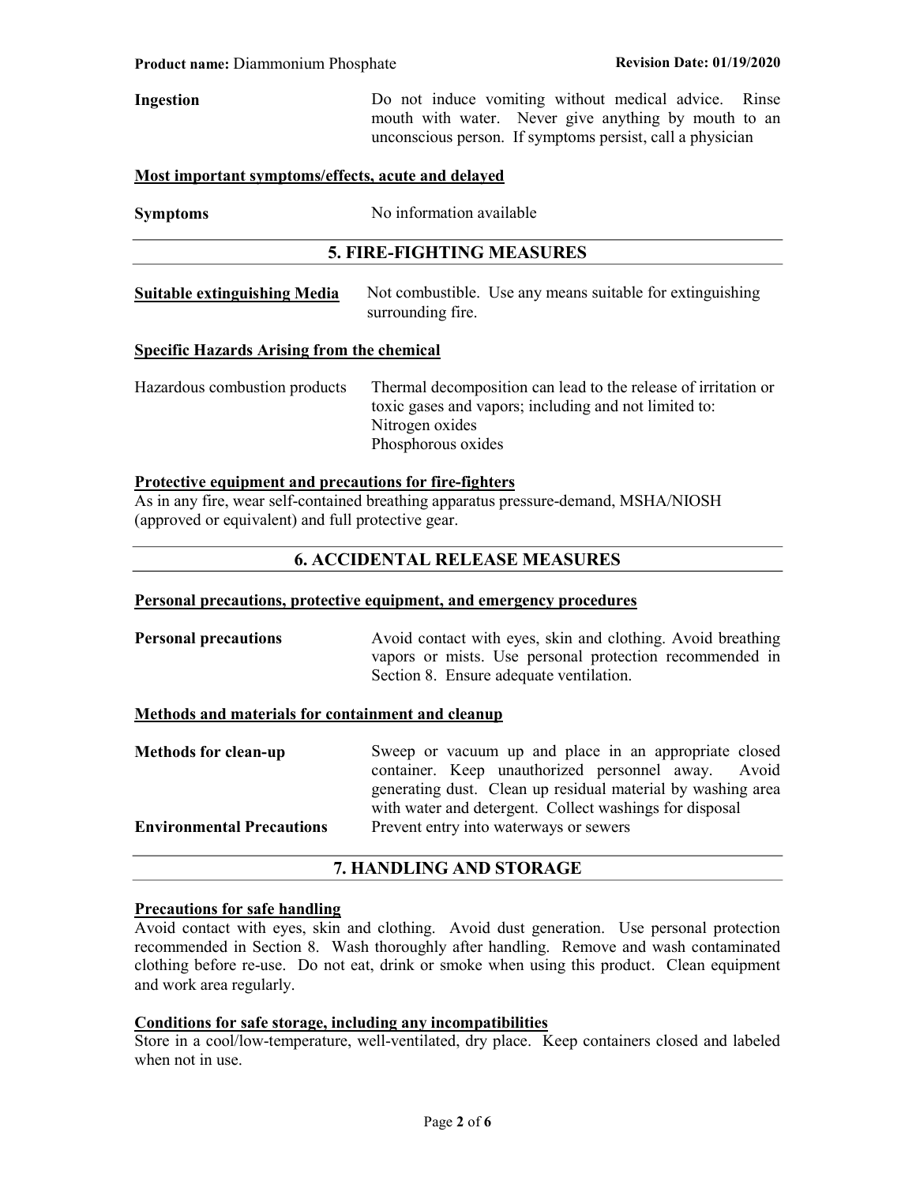**Ingestion** Do not induce vomiting without medical advice. Rinse mouth with water. Never give anything by mouth to an unconscious person. If symptoms persist, call a physician

**Most important symptoms/effects, acute and delayed**

**Symptoms** No information available

## 5. FIRE-FIGHTING MEASURES

**Suitable extinguishing Media** Not combustible. Use any means suitable for extinguishing surrounding fire.

**Specific Hazards Arising from the chemical**

Hazardous combustion products Thermal decomposition can lead to the release of irritation or toxic gases and vapors; including and not limited to:
Nitrogen oxides
Phosphorous oxides

**Protective equipment and precautions for fire-fighters**

As in any fire, wear self-contained breathing apparatus pressure-demand, MSHA/NIOSH (approved or equivalent) and full protective gear.

## 6. ACCIDENTAL RELEASE MEASURES

**Personal precautions, protective equipment, and emergency procedures**

**Personal precautions** Avoid contact with eyes, skin and clothing. Avoid breathing vapors or mists. Use personal protection recommended in Section 8. Ensure adequate ventilation.

**Methods and materials for containment and cleanup**

**Methods for clean-up** Sweep or vacuum up and place in an appropriate closed container. Keep unauthorized personnel away. Avoid generating dust. Clean up residual material by washing area with water and detergent. Collect washings for disposal

**Environmental Precautions** Prevent entry into waterways or sewers

## 7. HANDLING AND STORAGE

**Precautions for safe handling**

Avoid contact with eyes, skin and clothing. Avoid dust generation. Use personal protection recommended in Section 8. Wash thoroughly after handling. Remove and wash contaminated clothing before re-use. Do not eat, drink or smoke when using this product. Clean equipment and work area regularly.

**Conditions for safe storage, including any incompatibilities**

Store in a cool/low-temperature, well-ventilated, dry place. Keep containers closed and labeled when not in use.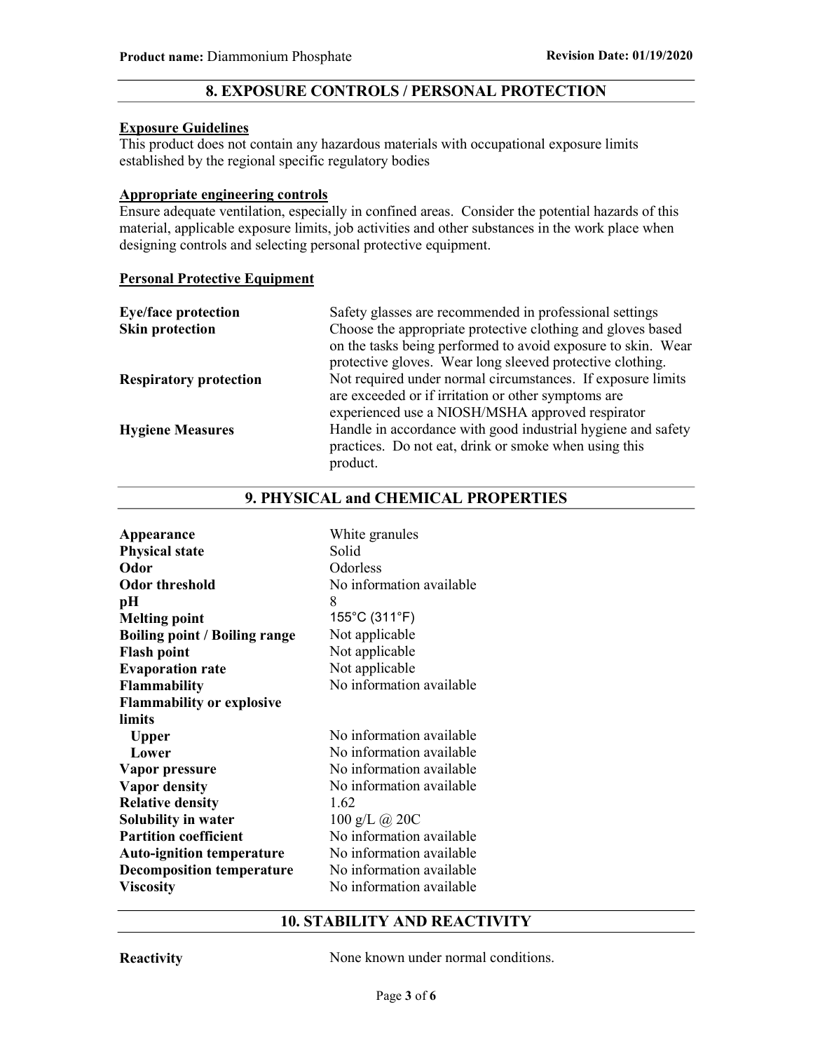## 8. EXPOSURE CONTROLS / PERSONAL PROTECTION

**Exposure Guidelines**

This product does not contain any hazardous materials with occupational exposure limits established by the regional specific regulatory bodies

**Appropriate engineering controls**

Ensure adequate ventilation, especially in confined areas. Consider the potential hazards of this material, applicable exposure limits, job activities and other substances in the work place when designing controls and selecting personal protective equipment.

**Personal Protective Equipment**

| | |
|---|---|
| **Eye/face protection** | Safety glasses are recommended in professional settings |
| **Skin protection** | Choose the appropriate protective clothing and gloves based on the tasks being performed to avoid exposure to skin. Wear protective gloves. Wear long sleeved protective clothing. |
| **Respiratory protection** | Not required under normal circumstances. If exposure limits are exceeded or if irritation or other symptoms are experienced use a NIOSH/MSHA approved respirator |
| **Hygiene Measures** | Handle in accordance with good industrial hygiene and safety practices. Do not eat, drink or smoke when using this product. |

## 9. PHYSICAL and CHEMICAL PROPERTIES

| | |
|---|---|
| **Appearance** | White granules |
| **Physical state** | Solid |
| **Odor** | Odorless |
| **Odor threshold** | No information available |
| **pH** | 8 |
| **Melting point** | 155°C (311°F) |
| **Boiling point / Boiling range** | Not applicable |
| **Flash point** | Not applicable |
| **Evaporation rate** | Not applicable |
| **Flammability** | No information available |
| **Flammability or explosive limits** | |
| **Upper** | No information available |
| **Lower** | No information available |
| **Vapor pressure** | No information available |
| **Vapor density** | No information available |
| **Relative density** | 1.62 |
| **Solubility in water** | 100 g/L @ 20C |
| **Partition coefficient** | No information available |
| **Auto-ignition temperature** | No information available |
| **Decomposition temperature** | No information available |
| **Viscosity** | No information available |

## 10. STABILITY AND REACTIVITY

| | |
|---|---|
| **Reactivity** | None known under normal conditions. |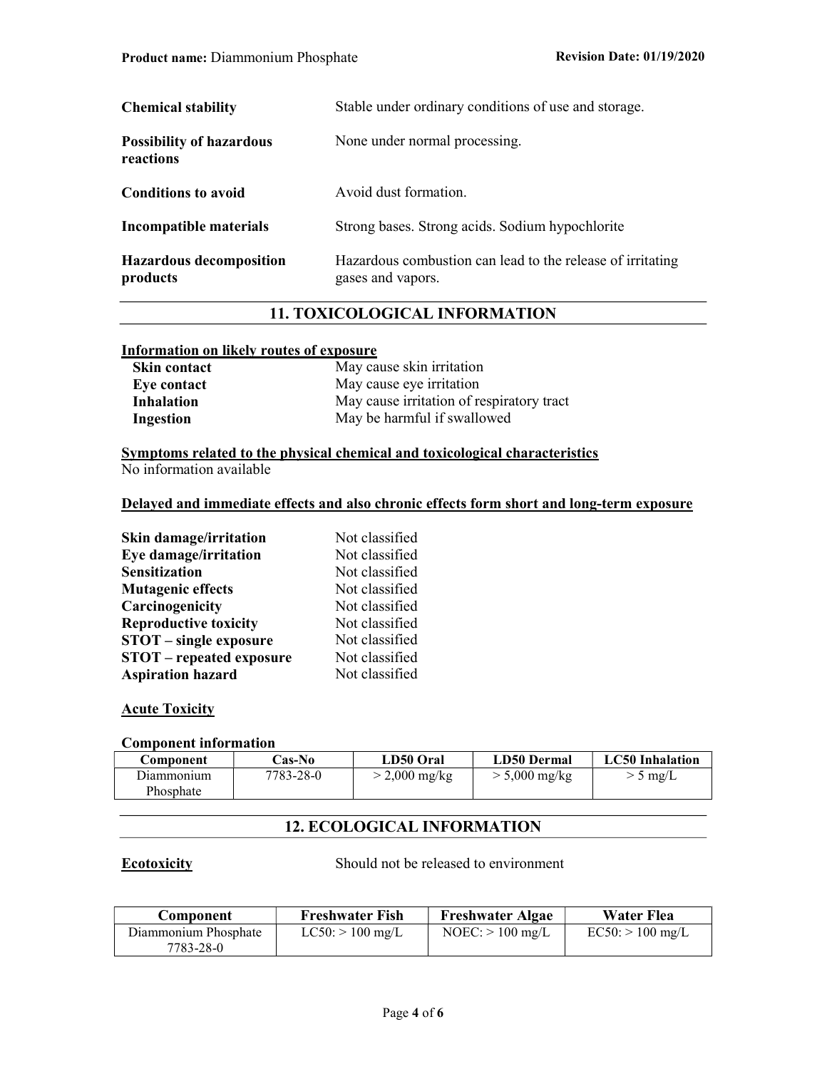**Chemical stability** Stable under ordinary conditions of use and storage.

**Possibility of hazardous reactions** None under normal processing.

**Conditions to avoid** Avoid dust formation.

**Incompatible materials** Strong bases. Strong acids. Sodium hypochlorite

**Hazardous decomposition products** Hazardous combustion can lead to the release of irritating gases and vapors.

## 11. TOXICOLOGICAL INFORMATION

**Information on likely routes of exposure**

| | |
|---|---|
| **Skin contact** | May cause skin irritation |
| **Eye contact** | May cause eye irritation |
| **Inhalation** | May cause irritation of respiratory tract |
| **Ingestion** | May be harmful if swallowed |

**Symptoms related to the physical chemical and toxicological characteristics**

No information available

**Delayed and immediate effects and also chronic effects form short and long-term exposure**

| | |
|---|---|
| **Skin damage/irritation** | Not classified |
| **Eye damage/irritation** | Not classified |
| **Sensitization** | Not classified |
| **Mutagenic effects** | Not classified |
| **Carcinogenicity** | Not classified |
| **Reproductive toxicity** | Not classified |
| **STOT – single exposure** | Not classified |
| **STOT – repeated exposure** | Not classified |
| **Aspiration hazard** | Not classified |

**Acute Toxicity**

**Component information**

| Component | Cas-No | LD50 Oral | LD50 Dermal | LC50 Inhalation |
|---|---|---|---|---|
| Diammonium Phosphate | 7783-28-0 | > 2,000 mg/kg | > 5,000 mg/kg | > 5 mg/L |

## 12. ECOLOGICAL INFORMATION

**Ecotoxicity** Should not be released to environment

| Component | Freshwater Fish | Freshwater Algae | Water Flea |
|---|---|---|---|
| Diammonium Phosphate 7783-28-0 | LC50: > 100 mg/L | NOEC: > 100 mg/L | EC50: > 100 mg/L |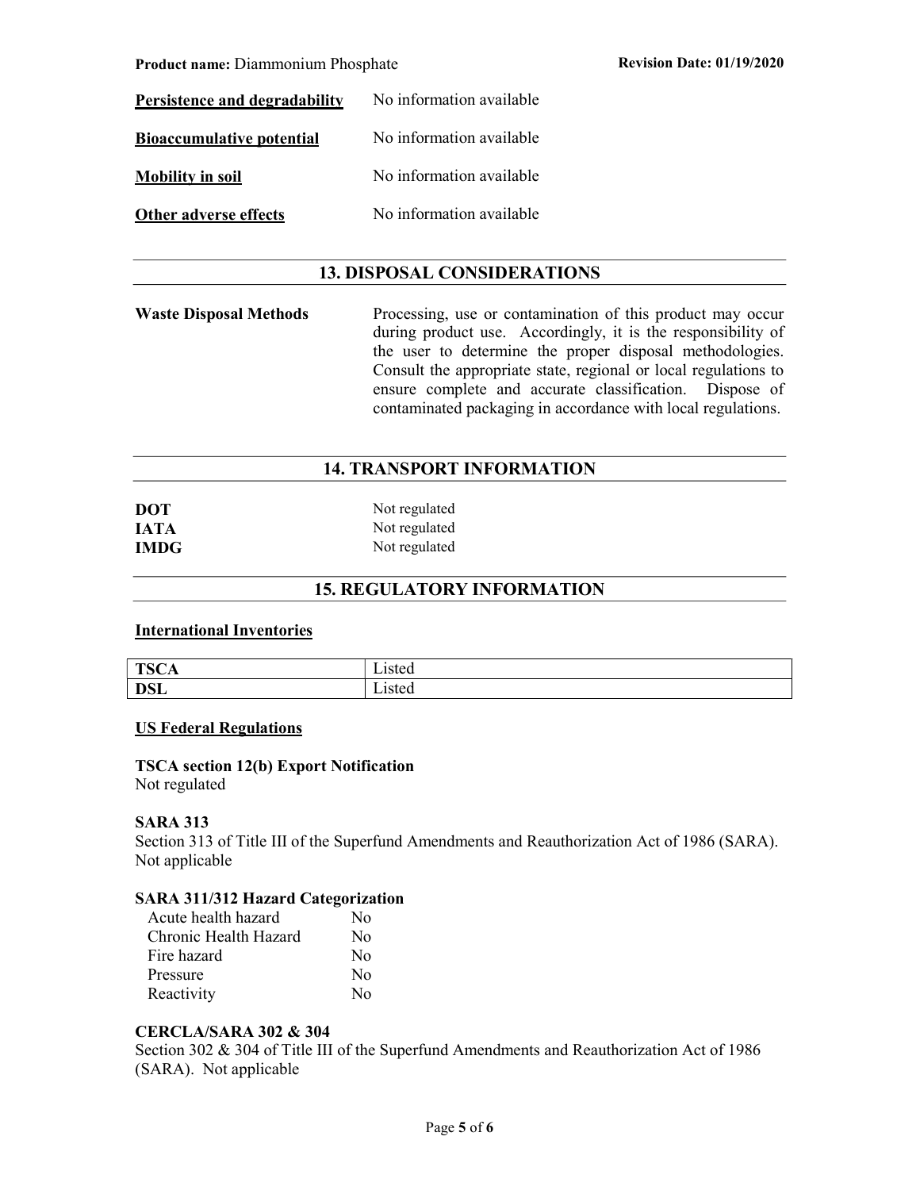**Persistence and degradability** No information available

**Bioaccumulative potential** No information available

**Mobility in soil** No information available

**Other adverse effects** No information available

## 13. DISPOSAL CONSIDERATIONS

**Waste Disposal Methods** Processing, use or contamination of this product may occur during product use. Accordingly, it is the responsibility of the user to determine the proper disposal methodologies. Consult the appropriate state, regional or local regulations to ensure complete and accurate classification. Dispose of contaminated packaging in accordance with local regulations.

## 14. TRANSPORT INFORMATION

**DOT** Not regulated
**IATA** Not regulated
**IMDG** Not regulated

## 15. REGULATORY INFORMATION

**International Inventories**

| | |
|---|---|
| **TSCA** | Listed |
| **DSL** | Listed |

**US Federal Regulations**

**TSCA section 12(b) Export Notification**
Not regulated

**SARA 313**
Section 313 of Title III of the Superfund Amendments and Reauthorization Act of 1986 (SARA). Not applicable

**SARA 311/312 Hazard Categorization**

| | |
|---|---|
| Acute health hazard | No |
| Chronic Health Hazard | No |
| Fire hazard | No |
| Pressure | No |
| Reactivity | No |

**CERCLA/SARA 302 & 304**
Section 302 & 304 of Title III of the Superfund Amendments and Reauthorization Act of 1986 (SARA). Not applicable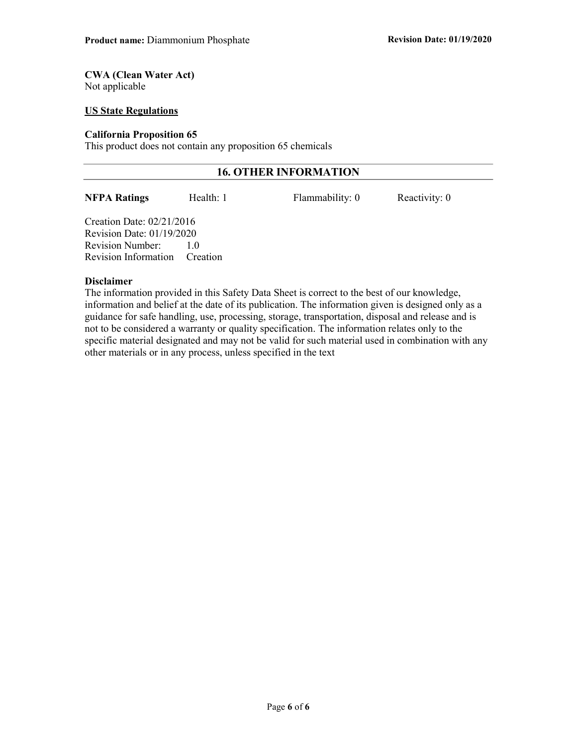**CWA (Clean Water Act)**
Not applicable

**US State Regulations**

**California Proposition 65**
This product does not contain any proposition 65 chemicals

## 16. OTHER INFORMATION

| | | | |
|---|---|---|---|
| **NFPA Ratings** | Health: 1 | Flammability: 0 | Reactivity: 0 |

Creation Date: 02/21/2016
Revision Date: 01/19/2020
Revision Number: 1.0
Revision Information Creation

**Disclaimer**
The information provided in this Safety Data Sheet is correct to the best of our knowledge, information and belief at the date of its publication. The information given is designed only as a guidance for safe handling, use, processing, storage, transportation, disposal and release and is not to be considered a warranty or quality specification. The information relates only to the specific material designated and may not be valid for such material used in combination with any other materials or in any process, unless specified in the text